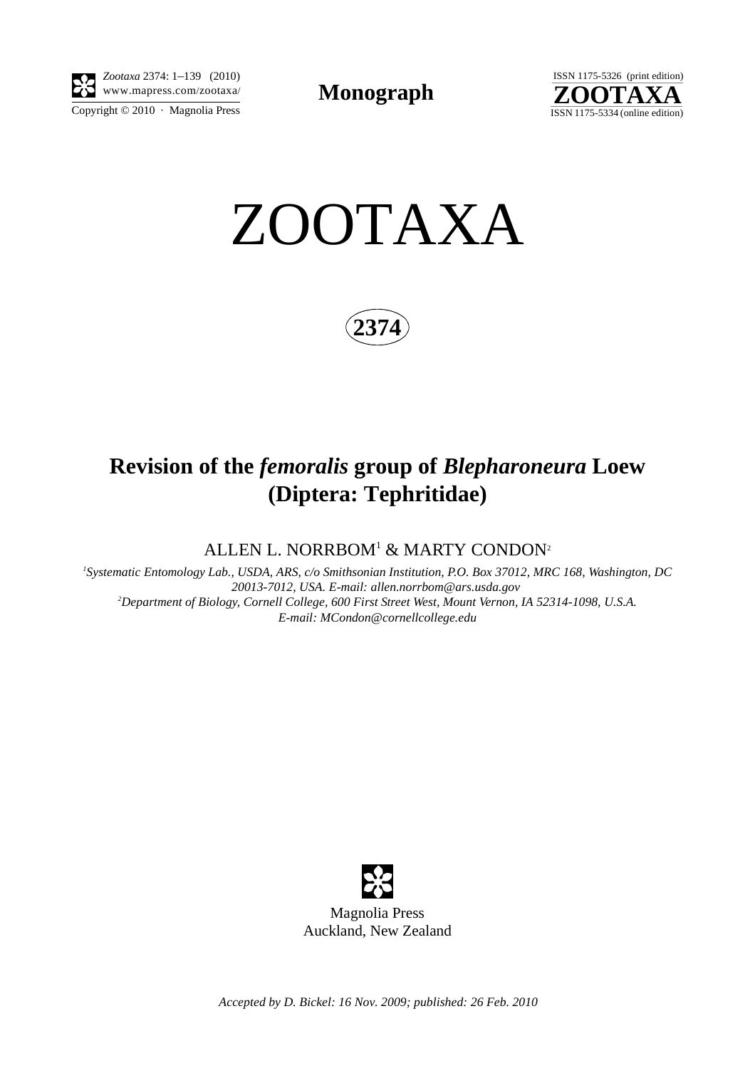Zootaxa 2374: 1–139 (2010)
www.mapress.com/zootaxa/
Copyright © 2010 · Magnolia Press

**Monograph**

ISSN 1175-5326 (print edition)
**ZOOTAXA**
ISSN 1175-5334 (online edition)

# ZOOTAXA

**2374**

## Revision of the *femoralis* group of *Blepharoneura* Loew (Diptera: Tephritidae)

ALLEN L. NORRBOM[1] & MARTY CONDON[2]

[1]*Systematic Entomology Lab., USDA, ARS, c/o Smithsonian Institution, P.O. Box 37012, MRC 168, Washington, DC 20013-7012, USA. E-mail: allen.norrbom@ars.usda.gov*
[2]*Department of Biology, Cornell College, 600 First Street West, Mount Vernon, IA 52314-1098, U.S.A. E-mail: MCondon@cornellcollege.edu*

Magnolia Press
Auckland, New Zealand

*Accepted by D. Bickel: 16 Nov. 2009; published: 26 Feb. 2010*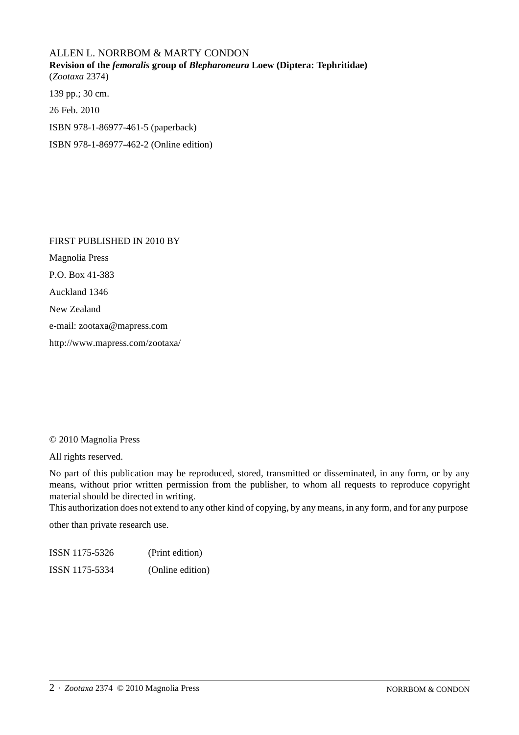ALLEN L. NORRBOM & MARTY CONDON
**Revision of the *femoralis* group of *Blepharoneura* Loew (Diptera: Tephritidae)**
(*Zootaxa* 2374)

139 pp.; 30 cm.

26 Feb. 2010

ISBN 978-1-86977-461-5 (paperback)

ISBN 978-1-86977-462-2 (Online edition)

FIRST PUBLISHED IN 2010 BY

Magnolia Press

P.O. Box 41-383

Auckland 1346

New Zealand

e-mail: zootaxa@mapress.com

http://www.mapress.com/zootaxa/

© 2010 Magnolia Press

All rights reserved.

No part of this publication may be reproduced, stored, transmitted or disseminated, in any form, or by any means, without prior written permission from the publisher, to whom all requests to reproduce copyright material should be directed in writing.
This authorization does not extend to any other kind of copying, by any means, in any form, and for any purpose other than private research use.

ISSN 1175-5326 (Print edition)

ISSN 1175-5334 (Online edition)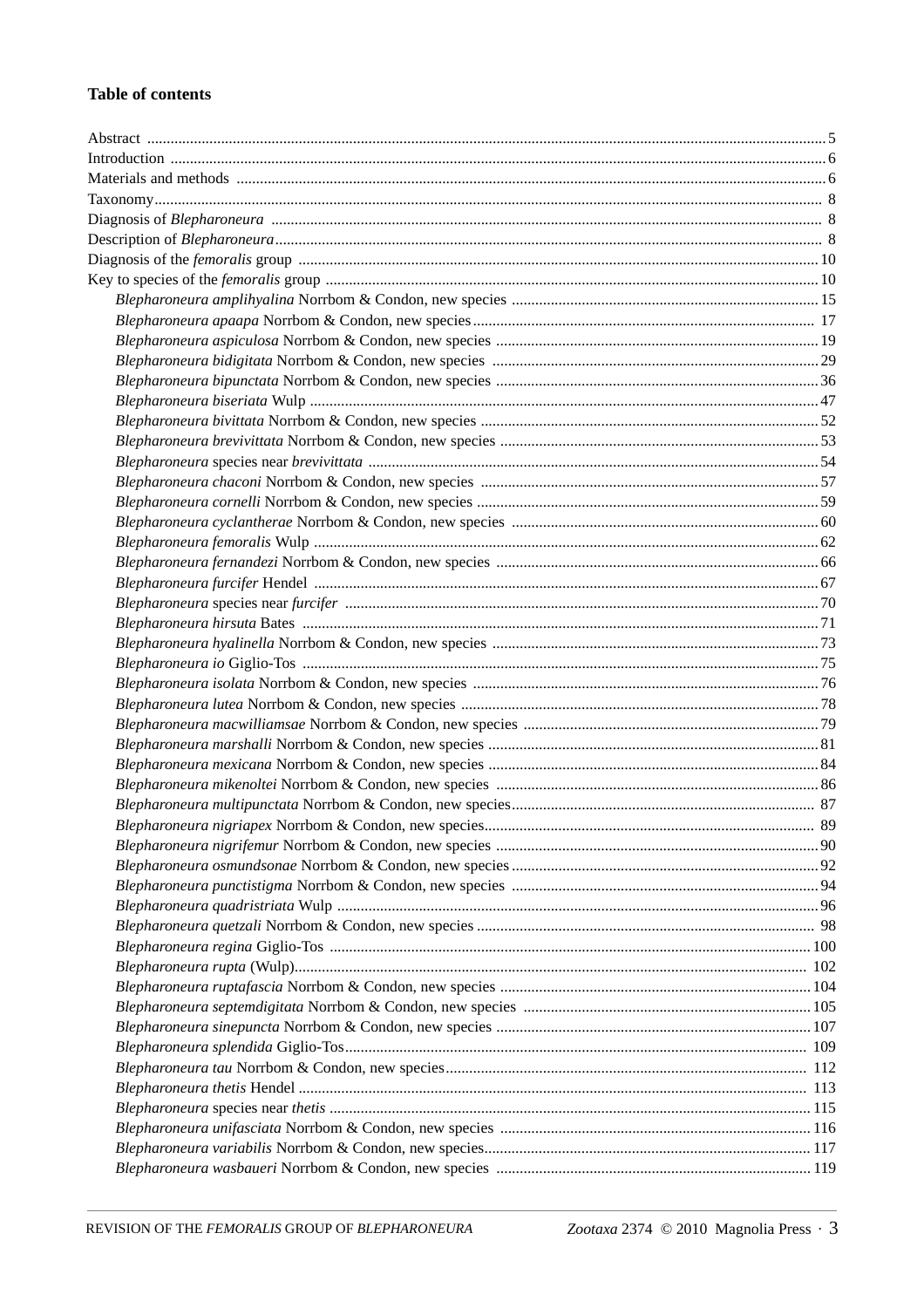# Table of contents

Abstract ... 5
Introduction ... 6
Materials and methods ... 6
Taxonomy ... 8
Diagnosis of *Blepharoneura* ... 8
Description of *Blepharoneura* ... 8
Diagnosis of the *femoralis* group ... 10
Key to species of the *femoralis* group ... 10

- *Blepharoneura amplihyalina* Norrbom & Condon, new species ... 15
- *Blepharoneura apaapa* Norrbom & Condon, new species ... 17
- *Blepharoneura aspiculosa* Norrbom & Condon, new species ... 19
- *Blepharoneura bidigitata* Norrbom & Condon, new species ... 29
- *Blepharoneura bipunctata* Norrbom & Condon, new species ... 36
- *Blepharoneura biseriata* Wulp ... 47
- *Blepharoneura bivittata* Norrbom & Condon, new species ... 52
- *Blepharoneura brevivittata* Norrbom & Condon, new species ... 53
- *Blepharoneura* species near *brevivittata* ... 54
- *Blepharoneura chaconi* Norrbom & Condon, new species ... 57
- *Blepharoneura cornelli* Norrbom & Condon, new species ... 59
- *Blepharoneura cyclantherae* Norrbom & Condon, new species ... 60
- *Blepharoneura femoralis* Wulp ... 62
- *Blepharoneura fernandezi* Norrbom & Condon, new species ... 66
- *Blepharoneura furcifer* Hendel ... 67
- *Blepharoneura* species near *furcifer* ... 70
- *Blepharoneura hirsuta* Bates ... 71
- *Blepharoneura hyalinella* Norrbom & Condon, new species ... 73
- *Blepharoneura io* Giglio-Tos ... 75
- *Blepharoneura isolata* Norrbom & Condon, new species ... 76
- *Blepharoneura lutea* Norrbom & Condon, new species ... 78
- *Blepharoneura macwilliamsae* Norrbom & Condon, new species ... 79
- *Blepharoneura marshalli* Norrbom & Condon, new species ... 81
- *Blepharoneura mexicana* Norrbom & Condon, new species ... 84
- *Blepharoneura mikenoltei* Norrbom & Condon, new species ... 86
- *Blepharoneura multipunctata* Norrbom & Condon, new species ... 87
- *Blepharoneura nigriapex* Norrbom & Condon, new species ... 89
- *Blepharoneura nigrifemur* Norrbom & Condon, new species ... 90
- *Blepharoneura osmundsonae* Norrbom & Condon, new species ... 92
- *Blepharoneura punctistigma* Norrbom & Condon, new species ... 94
- *Blepharoneura quadristriata* Wulp ... 96
- *Blepharoneura quetzali* Norrbom & Condon, new species ... 98
- *Blepharoneura regina* Giglio-Tos ... 100
- *Blepharoneura rupta* (Wulp) ... 102
- *Blepharoneura ruptafascia* Norrbom & Condon, new species ... 104
- *Blepharoneura septemdigitata* Norrbom & Condon, new species ... 105
- *Blepharoneura sinepuncta* Norrbom & Condon, new species ... 107
- *Blepharoneura splendida* Giglio-Tos ... 109
- *Blepharoneura tau* Norrbom & Condon, new species ... 112
- *Blepharoneura thetis* Hendel ... 113
- *Blepharoneura* species near *thetis* ... 115
- *Blepharoneura unifasciata* Norrbom & Condon, new species ... 116
- *Blepharoneura variabilis* Norrbom & Condon, new species ... 117
- *Blepharoneura wasbaueri* Norrbom & Condon, new species ... 119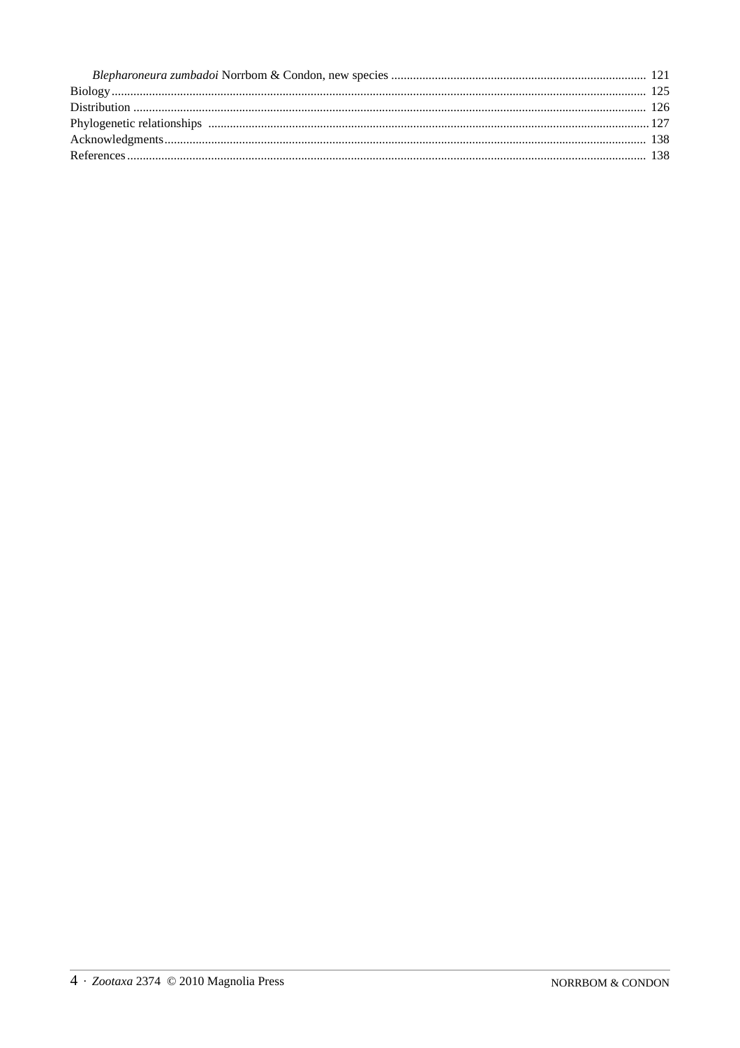*Blepharoneura zumbadoi* Norrbom & Condon, new species ..................................................................... 121
Biology ........................................................................................................................................................ 125
Distribution ................................................................................................................................................ 126
Phylogenetic relationships ........................................................................................................................ 127
Acknowledgments ...................................................................................................................................... 138
References .................................................................................................................................................. 138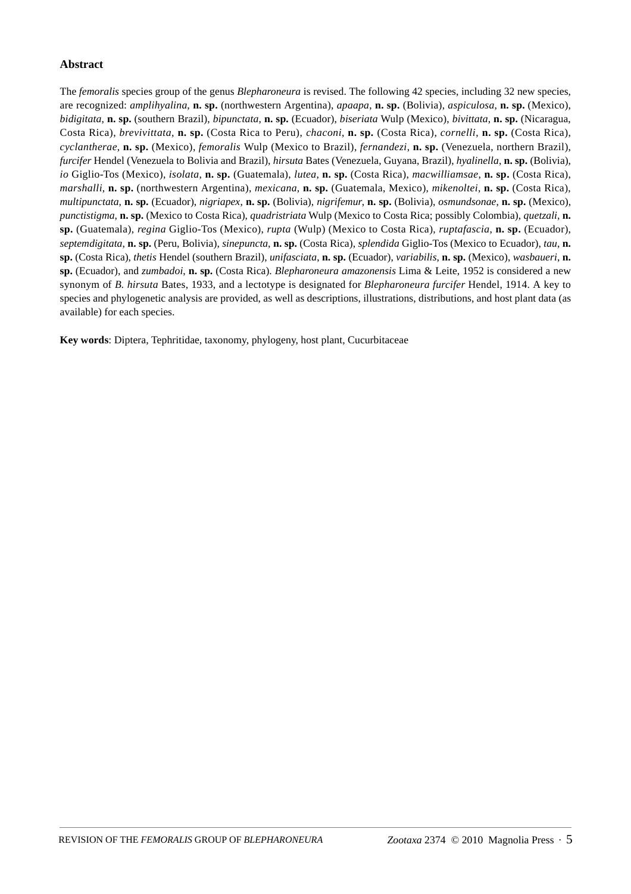## Abstract

The *femoralis* species group of the genus *Blepharoneura* is revised. The following 42 species, including 32 new species, are recognized: *amplihyalina*, **n. sp.** (northwestern Argentina), *apaapa*, **n. sp.** (Bolivia), *aspiculosa*, **n. sp.** (Mexico), *bidigitata*, **n. sp.** (southern Brazil), *bipunctata*, **n. sp.** (Ecuador), *biseriata* Wulp (Mexico), *bivittata*, **n. sp.** (Nicaragua, Costa Rica), *brevivittata*, **n. sp.** (Costa Rica to Peru), *chaconi*, **n. sp.** (Costa Rica), *cornelli*, **n. sp.** (Costa Rica), *cyclantherae*, **n. sp.** (Mexico), *femoralis* Wulp (Mexico to Brazil), *fernandezi*, **n. sp.** (Venezuela, northern Brazil), *furcifer* Hendel (Venezuela to Bolivia and Brazil), *hirsuta* Bates (Venezuela, Guyana, Brazil), *hyalinella*, **n. sp.** (Bolivia), *io* Giglio-Tos (Mexico), *isolata*, **n. sp.** (Guatemala), *lutea*, **n. sp.** (Costa Rica), *macwilliamsae*, **n. sp.** (Costa Rica), *marshalli*, **n. sp.** (northwestern Argentina), *mexicana*, **n. sp.** (Guatemala, Mexico), *mikenoltei*, **n. sp.** (Costa Rica), *multipunctata*, **n. sp.** (Ecuador), *nigriapex*, **n. sp.** (Bolivia), *nigrifemur*, **n. sp.** (Bolivia), *osmundsonae*, **n. sp.** (Mexico), *punctistigma*, **n. sp.** (Mexico to Costa Rica), *quadristriata* Wulp (Mexico to Costa Rica; possibly Colombia), *quetzali*, **n. sp.** (Guatemala), *regina* Giglio-Tos (Mexico), *rupta* (Wulp) (Mexico to Costa Rica), *ruptafascia*, **n. sp.** (Ecuador), *septemdigitata*, **n. sp.** (Peru, Bolivia), *sinepuncta*, **n. sp.** (Costa Rica), *splendida* Giglio-Tos (Mexico to Ecuador), *tau*, **n. sp.** (Costa Rica), *thetis* Hendel (southern Brazil), *unifasciata*, **n. sp.** (Ecuador), *variabilis*, **n. sp.** (Mexico), *wasbaueri*, **n. sp.** (Ecuador), and *zumbadoi*, **n. sp.** (Costa Rica). *Blepharoneura amazonensis* Lima & Leite, 1952 is considered a new synonym of *B. hirsuta* Bates, 1933, and a lectotype is designated for *Blepharoneura furcifer* Hendel, 1914. A key to species and phylogenetic analysis are provided, as well as descriptions, illustrations, distributions, and host plant data (as available) for each species.

**Key words**: Diptera, Tephritidae, taxonomy, phylogeny, host plant, Cucurbitaceae